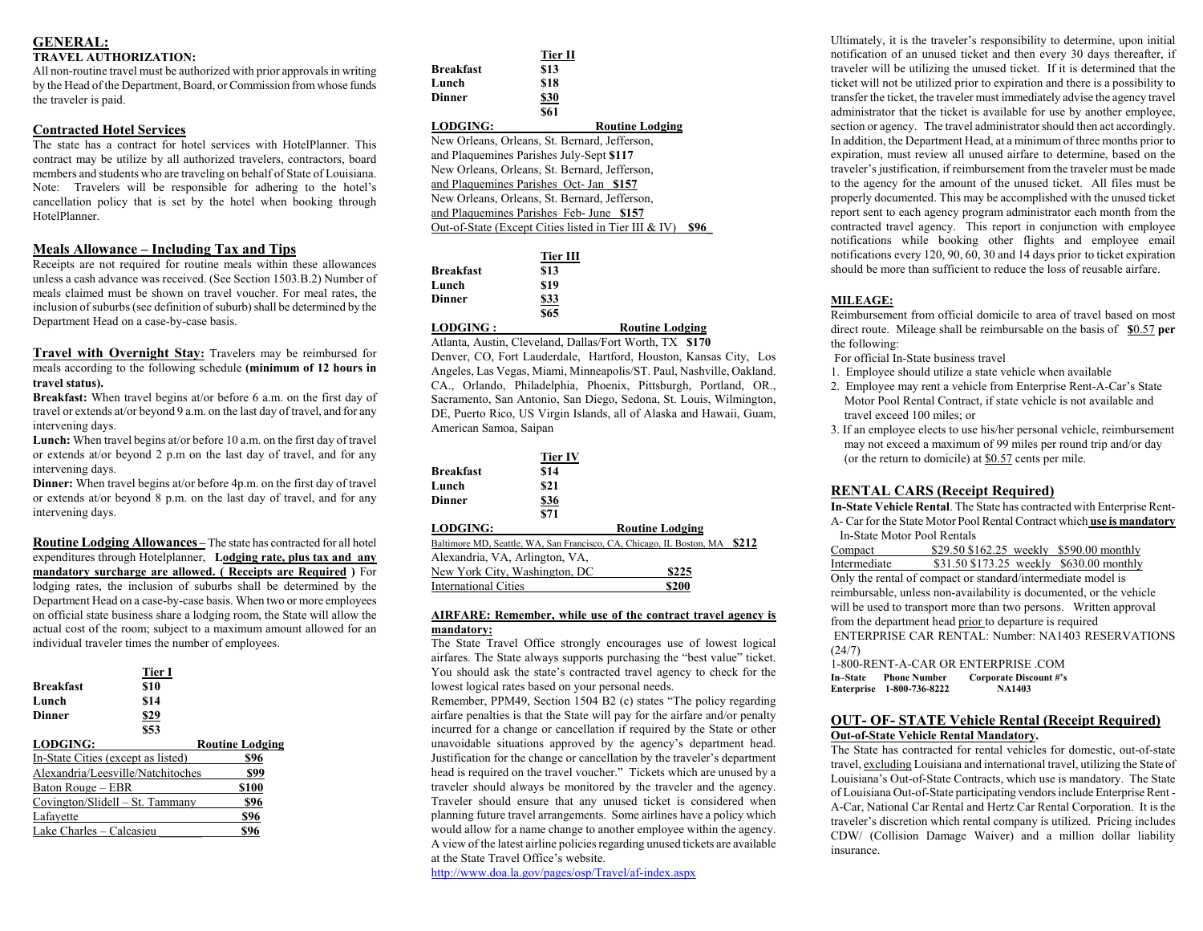## GENERAL:

### TRAVEL AUTHORIZATION:

All non-routine travel must be authorized with prior approvals in writing by the Head of the Department, Board, or Commission from whose funds the traveler is paid.

### Contracted Hotel Services

The state has a contract for hotel services with HotelPlanner. This contract may be utilize by all authorized travelers, contractors, board members and students who are traveling on behalf of State of Louisiana. Note: Travelers will be responsible for adhering to the hotel's cancellation policy that is set by the hotel when booking through HotelPlanner.

### Meals Allowance – Including Tax and Tips

Receipts are not required for routine meals within these allowances unless a cash advance was received. (See Section 1503.B.2) Number of meals claimed must be shown on travel voucher. For meal rates, the inclusion of suburbs (see definition of suburb) shall be determined by the Department Head on a case-by-case basis.

**Travel with Overnight Stay:** Travelers may be reimbursed for meals according to the following schedule **(minimum of 12 hours in travel status).**

**Breakfast:** When travel begins at/or before 6 a.m. on the first day of travel or extends at/or beyond 9 a.m. on the last day of travel, and for any intervening days.

**Lunch:** When travel begins at/or before 10 a.m. on the first day of travel or extends at/or beyond 2 p.m on the last day of travel, and for any intervening days.

**Dinner:** When travel begins at/or before 4p.m. on the first day of travel or extends at/or beyond 8 p.m. on the last day of travel, and for any intervening days.

**Routine Lodging Allowances –** The state has contracted for all hotel expenditures through Hotelplanner, **Lodging rate, plus tax and any mandatory surcharge are allowed. ( Receipts are Required )** For lodging rates, the inclusion of suburbs shall be determined by the Department Head on a case-by-case basis. When two or more employees on official state business share a lodging room, the State will allow the actual cost of the room; subject to a maximum amount allowed for an individual traveler times the number of employees.

| | Tier I |
|---|---|
| **Breakfast** | $10 |
| **Lunch** | $14 |
| **Dinner** | $29 |
| | $53 |

| LODGING: | Routine Lodging |
|---|---|
| In-State Cities (except as listed) | $96 |
| Alexandria/Leesville/Natchitoches | $99 |
| Baton Rouge – EBR | $100 |
| Covington/Slidell – St. Tammany | $96 |
| Lafayette | $96 |
| Lake Charles – Calcasieu | $96 |

| | Tier II |
|---|---|
| **Breakfast** | $13 |
| **Lunch** | $18 |
| **Dinner** | $30 |
| | $61 |

| LODGING: | Routine Lodging |
|---|---|
| New Orleans, Orleans, St. Bernard, Jefferson, and Plaquemines Parishes July-Sept | $117 |
| New Orleans, Orleans, St. Bernard, Jefferson, and Plaquemines Parishes Oct- Jan | $157 |
| New Orleans, Orleans, St. Bernard, Jefferson, and Plaquemines Parishes Feb- June | $157 |
| Out-of-State (Except Cities listed in Tier III & IV) | $96 |

| | Tier III |
|---|---|
| **Breakfast** | $13 |
| **Lunch** | $19 |
| **Dinner** | $33 |
| | $65 |

| LODGING : | Routine Lodging |
|---|---|
| Atlanta, Austin, Cleveland, Dallas/Fort Worth, TX | $170 |

Denver, CO, Fort Lauderdale, Hartford, Houston, Kansas City, Los Angeles, Las Vegas, Miami, Minneapolis/ST. Paul, Nashville, Oakland. CA., Orlando, Philadelphia, Phoenix, Pittsburgh, Portland, OR., Sacramento, San Antonio, San Diego, Sedona, St. Louis, Wilmington, DE, Puerto Rico, US Virgin Islands, all of Alaska and Hawaii, Guam, American Samoa, Saipan

| | Tier IV |
|---|---|
| **Breakfast** | $14 |
| **Lunch** | $21 |
| **Dinner** | $36 |
| | $71 |

| LODGING: | Routine Lodging |
|---|---|
| Baltimore MD, Seattle, WA, San Francisco, CA, Chicago, IL Boston, MA | $212 |
| Alexandria, VA, Arlington, VA, New York City, Washington, DC | $225 |
| International Cities | $200 |

### AIRFARE: Remember, while use of the contract travel agency is mandatory:

The State Travel Office strongly encourages use of lowest logical airfares. The State always supports purchasing the "best value" ticket. You should ask the state's contracted travel agency to check for the lowest logical rates based on your personal needs.

Remember, PPM49, Section 1504 B2 (c) states "The policy regarding airfare penalties is that the State will pay for the airfare and/or penalty incurred for a change or cancellation if required by the State or other unavoidable situations approved by the agency's department head. Justification for the change or cancellation by the traveler's department head is required on the travel voucher." Tickets which are unused by a traveler should always be monitored by the traveler and the agency. Traveler should ensure that any unused ticket is considered when planning future travel arrangements. Some airlines have a policy which would allow for a name change to another employee within the agency. A view of the latest airline policies regarding unused tickets are available at the State Travel Office's website.

http://www.doa.la.gov/pages/osp/Travel/af-index.aspx

Ultimately, it is the traveler's responsibility to determine, upon initial notification of an unused ticket and then every 30 days thereafter, if traveler will be utilizing the unused ticket. If it is determined that the ticket will not be utilized prior to expiration and there is a possibility to transfer the ticket, the traveler must immediately advise the agency travel administrator that the ticket is available for use by another employee, section or agency. The travel administrator should then act accordingly. In addition, the Department Head, at a minimum of three months prior to expiration, must review all unused airfare to determine, based on the traveler's justification, if reimbursement from the traveler must be made to the agency for the amount of the unused ticket. All files must be properly documented. This may be accomplished with the unused ticket report sent to each agency program administrator each month from the contracted travel agency. This report in conjunction with employee notifications while booking other flights and employee email notifications every 120, 90, 60, 30 and 14 days prior to ticket expiration should be more than sufficient to reduce the loss of reusable airfare.

### MILEAGE:

Reimbursement from official domicile to area of travel based on most direct route. Mileage shall be reimbursable on the basis of **$0.57 per** the following:

For official In-State business travel

1. Employee should utilize a state vehicle when available
2. Employee may rent a vehicle from Enterprise Rent-A-Car's State Motor Pool Rental Contract, if state vehicle is not available and travel exceed 100 miles; or
3. If an employee elects to use his/her personal vehicle, reimbursement may not exceed a maximum of 99 miles per round trip and/or day (or the return to domicile) at $0.57 cents per mile.

### RENTAL CARS (Receipt Required)

**In-State Vehicle Rental**. The State has contracted with Enterprise Rent-A- Car for the State Motor Pool Rental Contract which **use is mandatory**

In-State Motor Pool Rentals

| | | | |
|---|---|---|---|
| Compact | $29.50 | $162.25 weekly | $590.00 monthly |
| Intermediate | $31.50 | $173.25 weekly | $630.00 monthly |

Only the rental of compact or standard/intermediate model is reimbursable, unless non-availability is documented, or the vehicle will be used to transport more than two persons. Written approval from the department head prior to departure is required

ENTERPRISE CAR RENTAL: Number: NA1403 RESERVATIONS (24/7)

1-800-RENT-A-CAR OR ENTERPRISE .COM

| In–State | Phone Number | Corporate Discount #'s |
|---|---|---|
| Enterprise | 1-800-736-8222 | NA1403 |

### OUT- OF- STATE Vehicle Rental (Receipt Required)

**Out-of-State Vehicle Rental Mandatory.**

The State has contracted for rental vehicles for domestic, out-of-state travel, excluding Louisiana and international travel, utilizing the State of Louisiana's Out-of-State Contracts, which use is mandatory. The State of Louisiana Out-of-State participating vendors include Enterprise Rent-A-Car, National Car Rental and Hertz Car Rental Corporation. It is the traveler's discretion which rental company is utilized. Pricing includes CDW/ (Collision Damage Waiver) and a million dollar liability insurance.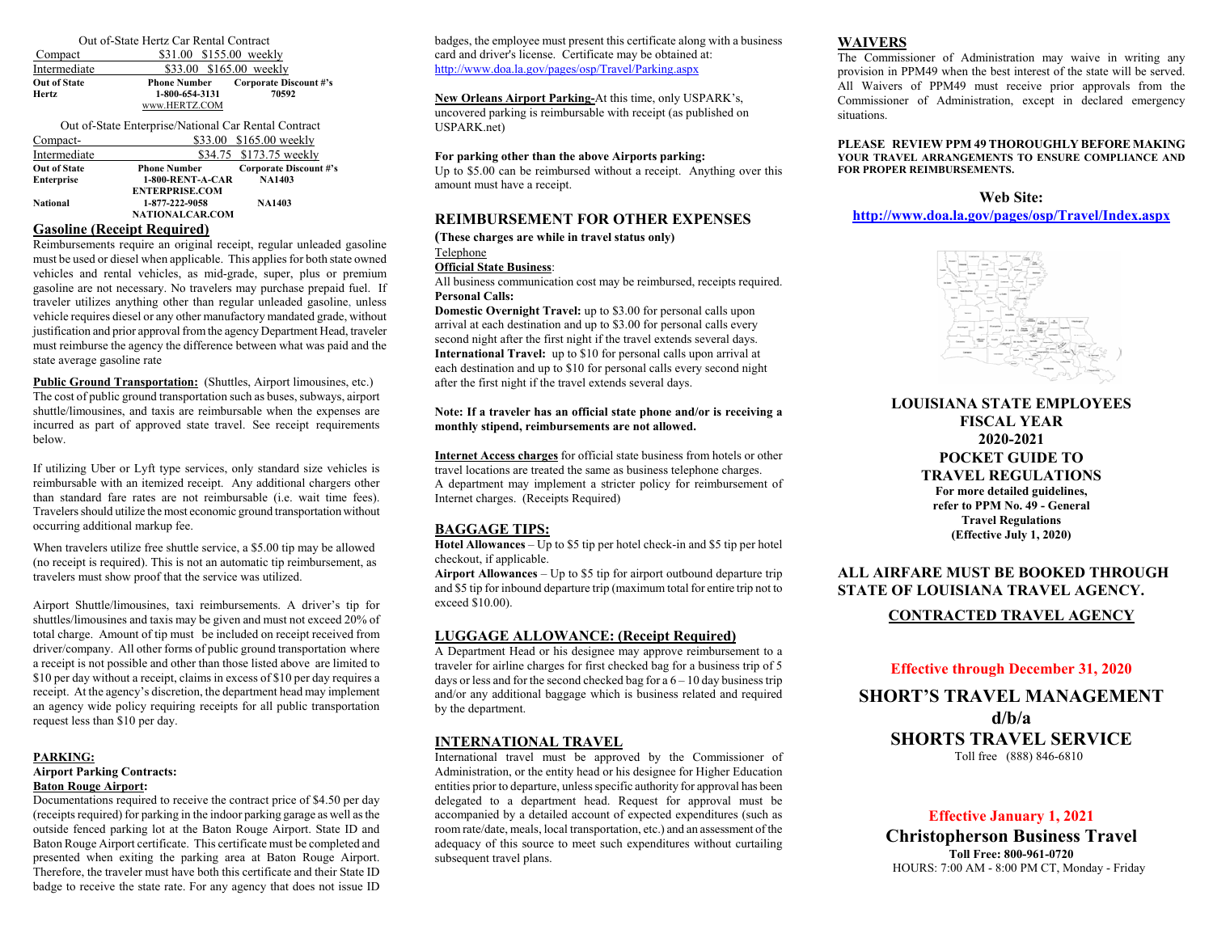Out of-State Hertz Car Rental Contract

| | |
|---|---|
| Compact | $31.00 $155.00 weekly |
| Intermediate | $33.00 $165.00 weekly |

| Out of State | Phone Number | Corporate Discount #'s |
|---|---|---|
| Hertz | 1-800-654-3131 | 70592 |
| | www.HERTZ.COM | |

Out-of-State Enterprise/National Car Rental Contract

| | |
|---|---|
| Compact- | $33.00 $165.00 weekly |
| Intermediate | $34.75 $173.75 weekly |

| Out of State | Phone Number | Corporate Discount #'s |
|---|---|---|
| Enterprise | 1-800-RENT-A-CAR | NA1403 |
| | ENTERPRISE.COM | |
| National | 1-877-222-9058 | NA1403 |
| | NATIONALCAR.COM | |

## Gasoline (Receipt Required)

Reimbursements require an original receipt, regular unleaded gasoline must be used or diesel when applicable. This applies for both state owned vehicles and rental vehicles, as mid-grade, super, plus or premium gasoline are not necessary. No travelers may purchase prepaid fuel. If traveler utilizes anything other than regular unleaded gasoline, unless vehicle requires diesel or any other manufactory mandated grade, without justification and prior approval from the agency Department Head, traveler must reimburse the agency the difference between what was paid and the state average gasoline rate

**Public Ground Transportation:** (Shuttles, Airport limousines, etc.) The cost of public ground transportation such as buses, subways, airport shuttle/limousines, and taxis are reimbursable when the expenses are incurred as part of approved state travel. See receipt requirements below.

If utilizing Uber or Lyft type services, only standard size vehicles is reimbursable with an itemized receipt. Any additional chargers other than standard fare rates are not reimbursable (i.e. wait time fees). Travelers should utilize the most economic ground transportation without occurring additional markup fee.

When travelers utilize free shuttle service, a $5.00 tip may be allowed (no receipt is required). This is not an automatic tip reimbursement, as travelers must show proof that the service was utilized.

Airport Shuttle/limousines, taxi reimbursements. A driver's tip for shuttles/limousines and taxis may be given and must not exceed 20% of total charge. Amount of tip must be included on receipt received from driver/company. All other forms of public ground transportation where a receipt is not possible and other than those listed above are limited to $10 per day without a receipt, claims in excess of $10 per day requires a receipt. At the agency's discretion, the department head may implement an agency wide policy requiring receipts for all public transportation request less than $10 per day.

**PARKING:**

**Airport Parking Contracts:**

**Baton Rouge Airport:**

Documentations required to receive the contract price of $4.50 per day (receipts required) for parking in the indoor parking garage as well as the outside fenced parking lot at the Baton Rouge Airport. State ID and Baton Rouge Airport certificate. This certificate must be completed and presented when exiting the parking area at Baton Rouge Airport. Therefore, the traveler must have both this certificate and their State ID badge to receive the state rate. For any agency that does not issue ID badges, the employee must present this certificate along with a business card and driver's license. Certificate may be obtained at: http://www.doa.la.gov/pages/osp/Travel/Parking.aspx

**New Orleans Airport Parking-**At this time, only USPARK's, uncovered parking is reimbursable with receipt (as published on USPARK.net)

**For parking other than the above Airports parking:**
Up to $5.00 can be reimbursed without a receipt. Anything over this amount must have a receipt.

## REIMBURSEMENT FOR OTHER EXPENSES

**(These charges are while in travel status only)**

Telephone

**Official State Business**:
All business communication cost may be reimbursed, receipts required.

**Personal Calls:**

**Domestic Overnight Travel:** up to $3.00 for personal calls upon arrival at each destination and up to $3.00 for personal calls every second night after the first night if the travel extends several days.

**International Travel:** up to $10 for personal calls upon arrival at each destination and up to $10 for personal calls every second night after the first night if the travel extends several days.

**Note: If a traveler has an official state phone and/or is receiving a monthly stipend, reimbursements are not allowed.**

**Internet Access charges** for official state business from hotels or other travel locations are treated the same as business telephone charges. A department may implement a stricter policy for reimbursement of Internet charges. (Receipts Required)

## BAGGAGE TIPS:

**Hotel Allowances** – Up to $5 tip per hotel check-in and $5 tip per hotel checkout, if applicable.

**Airport Allowances** – Up to $5 tip for airport outbound departure trip and $5 tip for inbound departure trip (maximum total for entire trip not to exceed $10.00).

## LUGGAGE ALLOWANCE: (Receipt Required)

A Department Head or his designee may approve reimbursement to a traveler for airline charges for first checked bag for a business trip of 5 days or less and for the second checked bag for a 6 – 10 day business trip and/or any additional baggage which is business related and required by the department.

## INTERNATIONAL TRAVEL

International travel must be approved by the Commissioner of Administration, or the entity head or his designee for Higher Education entities prior to departure, unless specific authority for approval has been delegated to a department head. Request for approval must be accompanied by a detailed account of expected expenditures (such as room rate/date, meals, local transportation, etc.) and an assessment of the adequacy of this source to meet such expenditures without curtailing subsequent travel plans.

## WAIVERS

The Commissioner of Administration may waive in writing any provision in PPM49 when the best interest of the state will be served. All Waivers of PPM49 must receive prior approvals from the Commissioner of Administration, except in declared emergency situations.

**PLEASE REVIEW PPM 49 THOROUGHLY BEFORE MAKING YOUR TRAVEL ARRANGEMENTS TO ENSURE COMPLIANCE AND FOR PROPER REIMBURSEMENTS.**

**Web Site:**
**http://www.doa.la.gov/pages/osp/Travel/Index.aspx**

# LOUISIANA STATE EMPLOYEES FISCAL YEAR 2020-2021 POCKET GUIDE TO TRAVEL REGULATIONS

**For more detailed guidelines, refer to PPM No. 49 - General Travel Regulations (Effective July 1, 2020)**

**ALL AIRFARE MUST BE BOOKED THROUGH STATE OF LOUISIANA TRAVEL AGENCY.**

**CONTRACTED TRAVEL AGENCY**

**Effective through December 31, 2020**

**SHORT'S TRAVEL MANAGEMENT d/b/a SHORTS TRAVEL SERVICE**
Toll free (888) 846-6810

**Effective January 1, 2021**

**Christopherson Business Travel**
**Toll Free: 800-961-0720**
HOURS: 7:00 AM - 8:00 PM CT, Monday - Friday